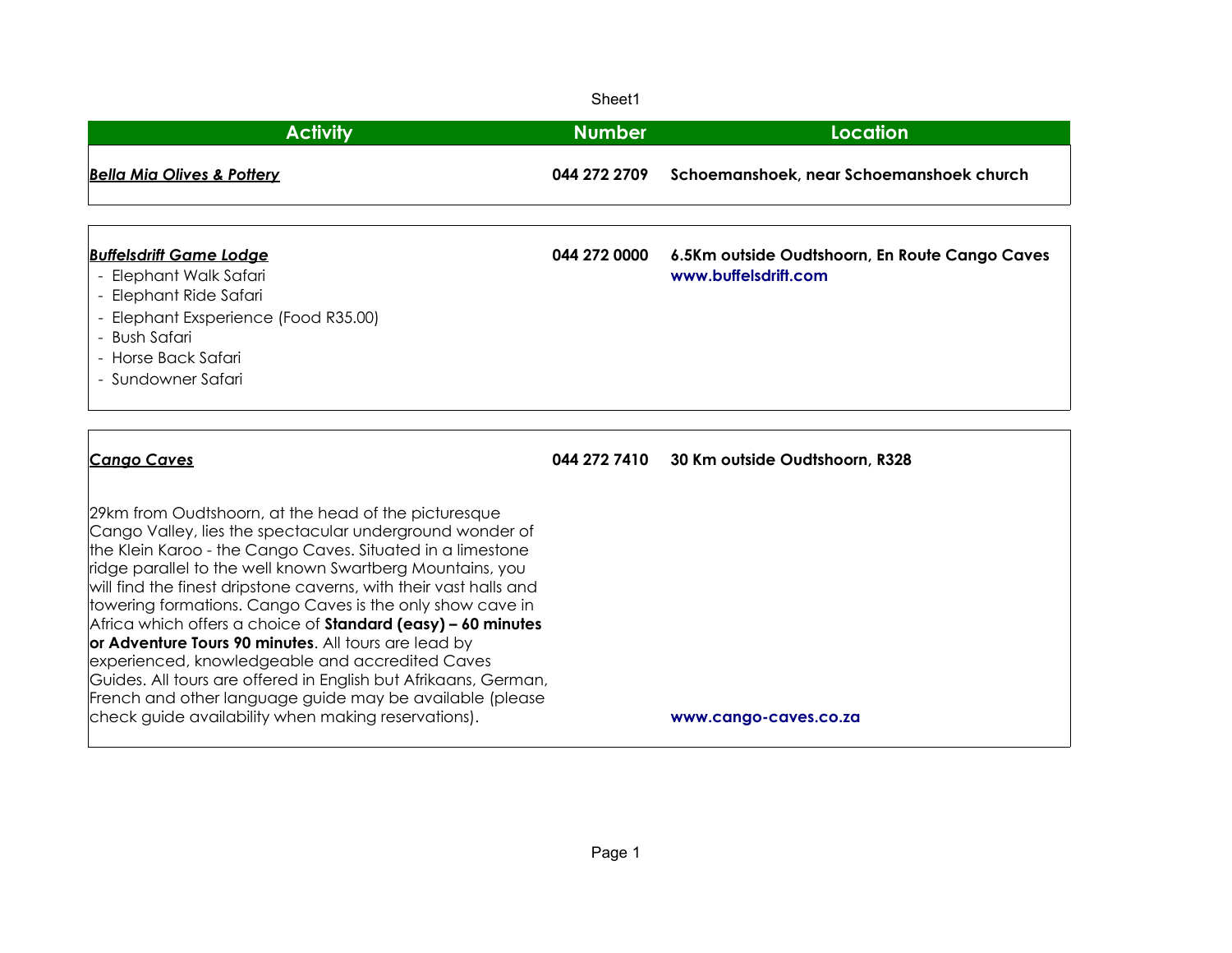| Activity | Number | Location |
|---|---|---|
| ***Bella Mia Olives & Pottery*** | **044 272 2709** | **Schoemanshoek, near Schoemanshoek church** |
| ***Buffelsdrift Game Lodge***<br>- Elephant Walk Safari<br>- Elephant Ride Safari<br>- Elephant Exsperience (Food R35.00)<br>- Bush Safari<br>- Horse Back Safari<br>- Sundowner Safari | **044 272 0000** | **6.5Km outside Oudtshoorn, En Route Cango Caves**<br>**www.buffelsdrift.com** |
| ***Cango Caves***<br><br>29km from Oudtshoorn, at the head of the picturesque Cango Valley, lies the spectacular underground wonder of the Klein Karoo - the Cango Caves. Situated in a limestone ridge parallel to the well known Swartberg Mountains, you will find the finest dripstone caverns, with their vast halls and towering formations. Cango Caves is the only show cave in Africa which offers a choice of **Standard (easy) – 60 minutes or Adventure Tours 90 minutes**. All tours are lead by experienced, knowledgeable and accredited Caves Guides. All tours are offered in English but Afrikaans, German, French and other language guide may be available (please check guide availability when making reservations). | **044 272 7410** | **30 Km outside Oudtshoorn, R328**<br><br>**www.cango-caves.co.za** |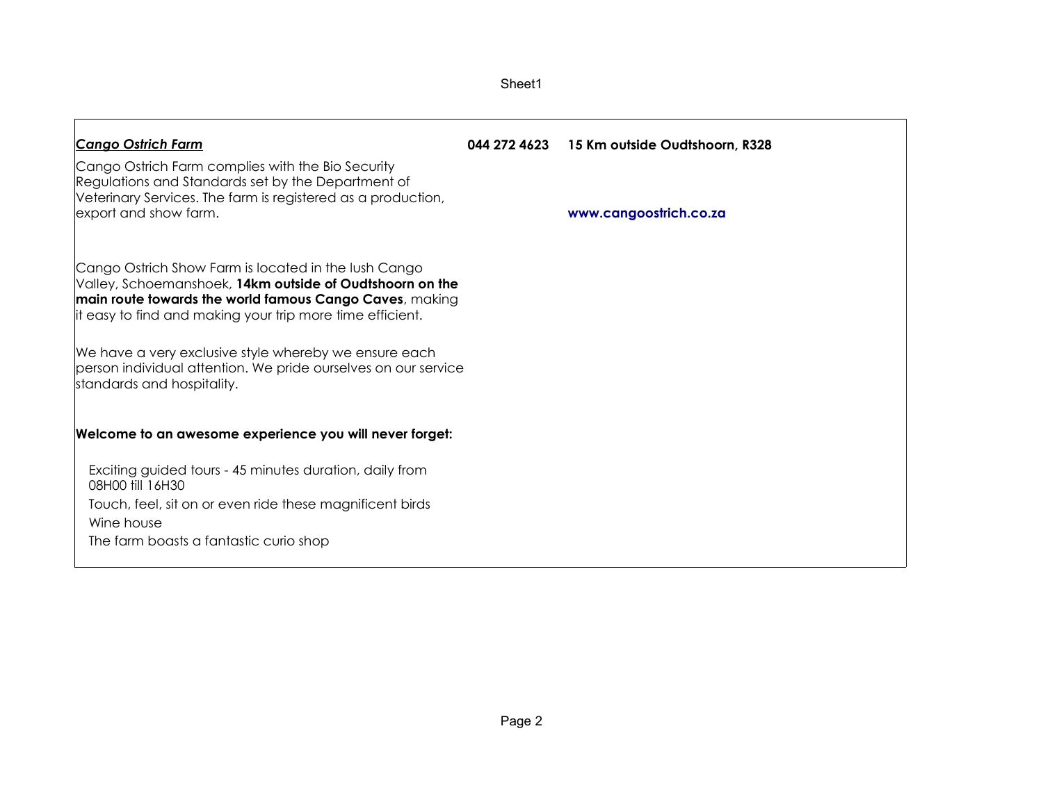***Cango Ostrich Farm*** **044 272 4623** **15 Km outside Oudtshoorn, R328**

Cango Ostrich Farm complies with the Bio Security Regulations and Standards set by the Department of Veterinary Services. The farm is registered as a production, export and show farm.

**www.cangoostrich.co.za**

Cango Ostrich Show Farm is located in the lush Cango Valley, Schoemanshoek, **14km outside of Oudtshoorn on the main route towards the world famous Cango Caves**, making it easy to find and making your trip more time efficient.

We have a very exclusive style whereby we ensure each person individual attention. We pride ourselves on our service standards and hospitality.

**Welcome to an awesome experience you will never forget:**

- Exciting guided tours - 45 minutes duration, daily from 08H00 till 16H30
- Touch, feel, sit on or even ride these magnificent birds
- Wine house
- The farm boasts a fantastic curio shop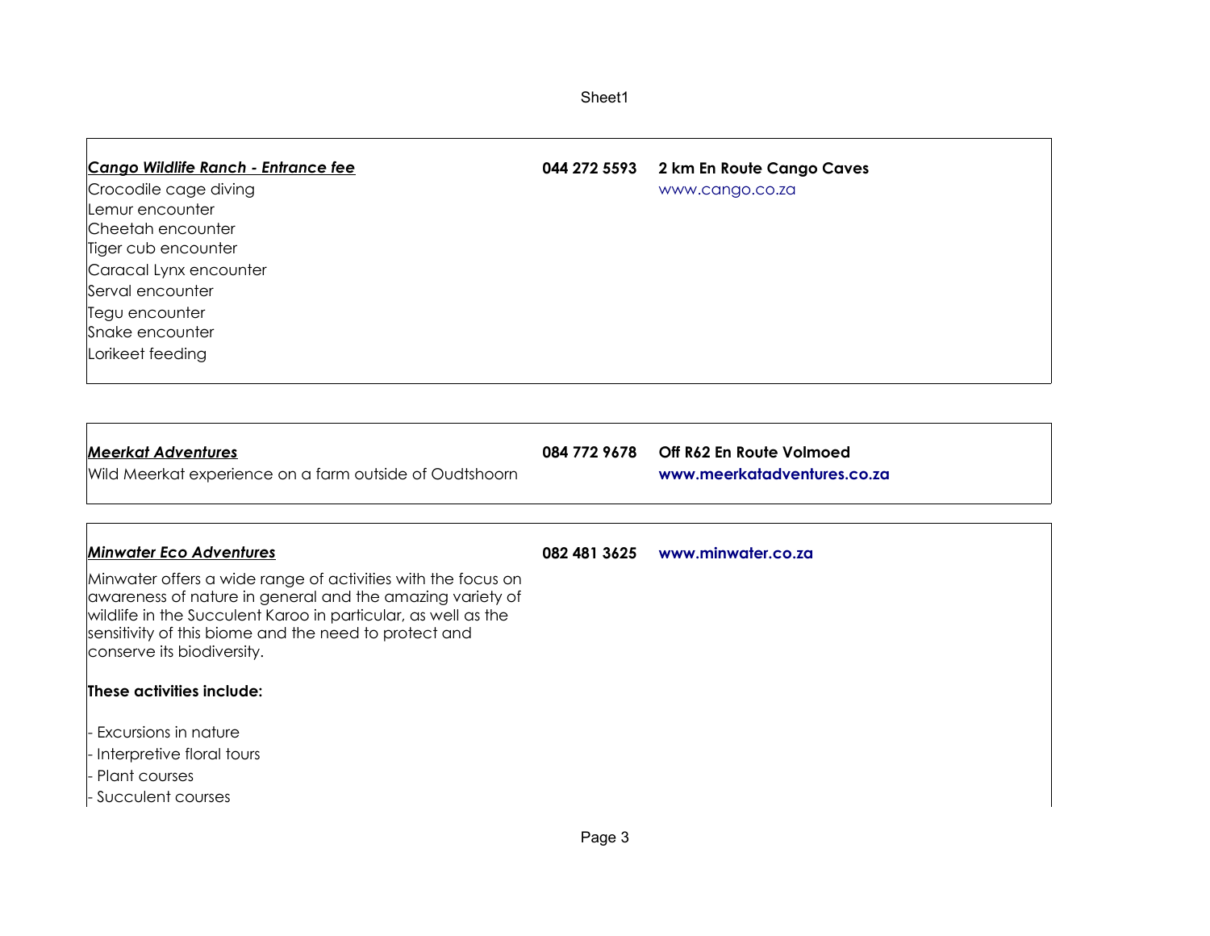***Cango Wildlife Ranch - Entrance fee*** | **044 272 5593** | **2 km En Route Cango Caves**

www.cango.co.za

Crocodile cage diving
Lemur encounter
Cheetah encounter
Tiger cub encounter
Caracal Lynx encounter
Serval encounter
Tegu encounter
Snake encounter
Lorikeet feeding

***Meerkat Adventures*** | **084 772 9678** | **Off R62 En Route Volmoed**

Wild Meerkat experience on a farm outside of Oudtshoorn

**www.meerkatadventures.co.za**

***Minwater Eco Adventures*** | **082 481 3625** | **www.minwater.co.za**

Minwater offers a wide range of activities with the focus on awareness of nature in general and the amazing variety of wildlife in the Succulent Karoo in particular, as well as the sensitivity of this biome and the need to protect and conserve its biodiversity.

**These activities include:**

- Excursions in nature
- Interpretive floral tours
- Plant courses
- Succulent courses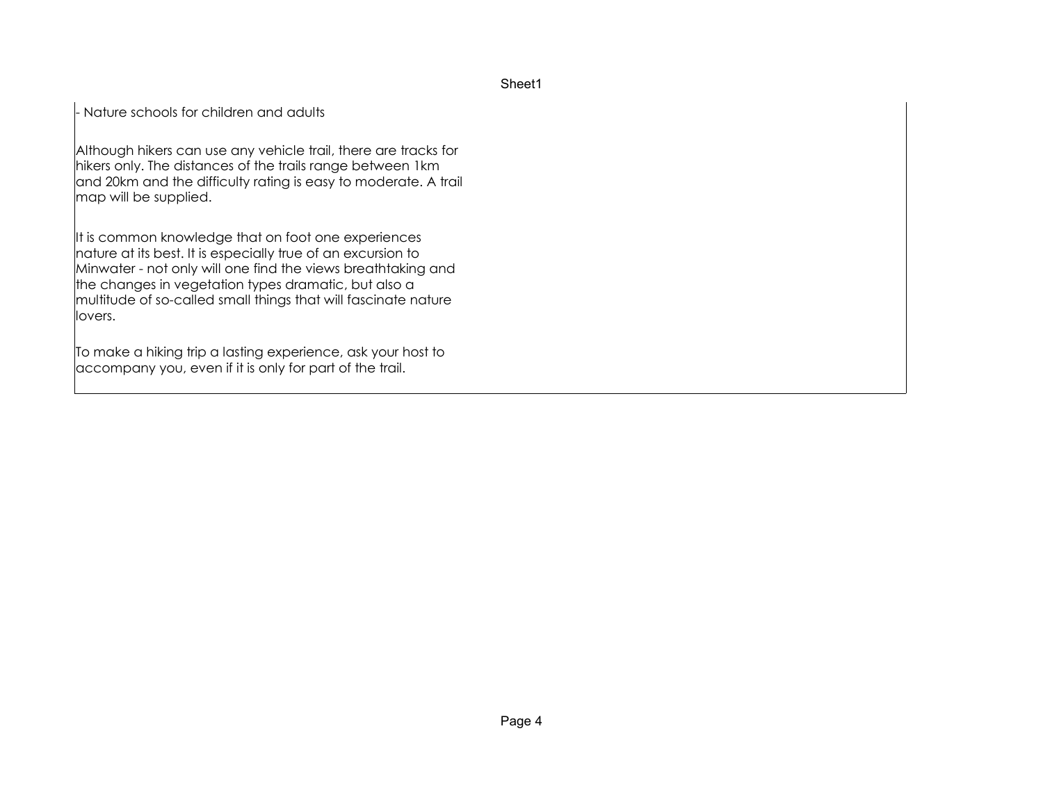- Nature schools for children and adults

Although hikers can use any vehicle trail, there are tracks for hikers only. The distances of the trails range between 1km and 20km and the difficulty rating is easy to moderate. A trail map will be supplied.

It is common knowledge that on foot one experiences nature at its best. It is especially true of an excursion to Minwater - not only will one find the views breathtaking and the changes in vegetation types dramatic, but also a multitude of so-called small things that will fascinate nature lovers.

To make a hiking trip a lasting experience, ask your host to accompany you, even if it is only for part of the trail.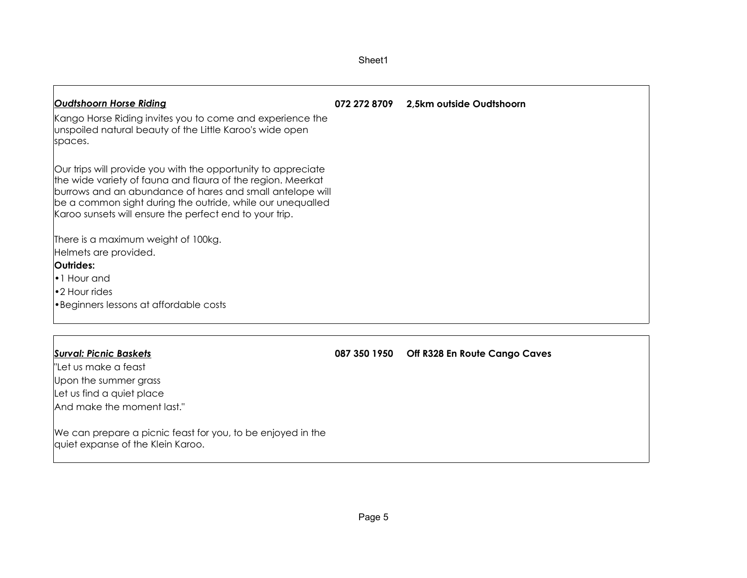***Oudtshoorn Horse Riding*** **072 272 8709** **2,5km outside Oudtshoorn**

Kango Horse Riding invites you to come and experience the unspoiled natural beauty of the Little Karoo's wide open spaces.

Our trips will provide you with the opportunity to appreciate the wide variety of fauna and flaura of the region. Meerkat burrows and an abundance of hares and small antelope will be a common sight during the outride, while our unequalled Karoo sunsets will ensure the perfect end to your trip.

There is a maximum weight of 100kg.
Helmets are provided.

**Outrides:**

- 1 Hour and
- 2 Hour rides
- Beginners lessons at affordable costs

***Surval: Picnic Baskets*** **087 350 1950** **Off R328 En Route Cango Caves**

"Let us make a feast
Upon the summer grass
Let us find a quiet place
And make the moment last."

We can prepare a picnic feast for you, to be enjoyed in the quiet expanse of the Klein Karoo.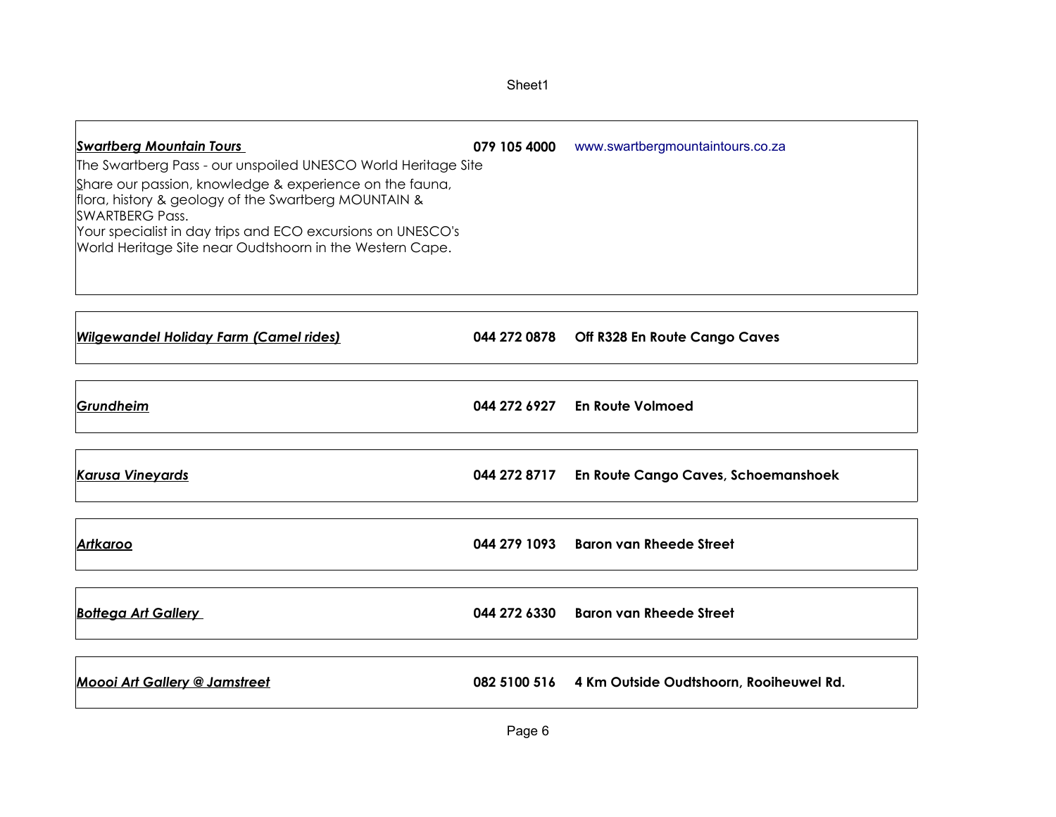***Swartberg Mountain Tours*** **079 105 4000** www.swartbergmountaintours.co.za

The Swartberg Pass - our unspoiled UNESCO World Heritage Site

Share our passion, knowledge & experience on the fauna, flora, history & geology of the Swartberg MOUNTAIN & SWARTBERG Pass.

Your specialist in day trips and ECO excursions on UNESCO's World Heritage Site near Oudtshoorn in the Western Cape.

| | | |
|---|---|---|
| ***Wilgewandel Holiday Farm (Camel rides)*** | **044 272 0878** | **Off R328 En Route Cango Caves** |
| ***Grundheim*** | **044 272 6927** | **En Route Volmoed** |
| ***Karusa Vineyards*** | **044 272 8717** | **En Route Cango Caves, Schoemanshoek** |
| ***Artkaroo*** | **044 279 1093** | **Baron van Rheede Street** |
| ***Bottega Art Gallery*** | **044 272 6330** | **Baron van Rheede Street** |
| ***Moooi Art Gallery @ Jamstreet*** | **082 5100 516** | **4 Km Outside Oudtshoorn, Rooiheuwel Rd.** |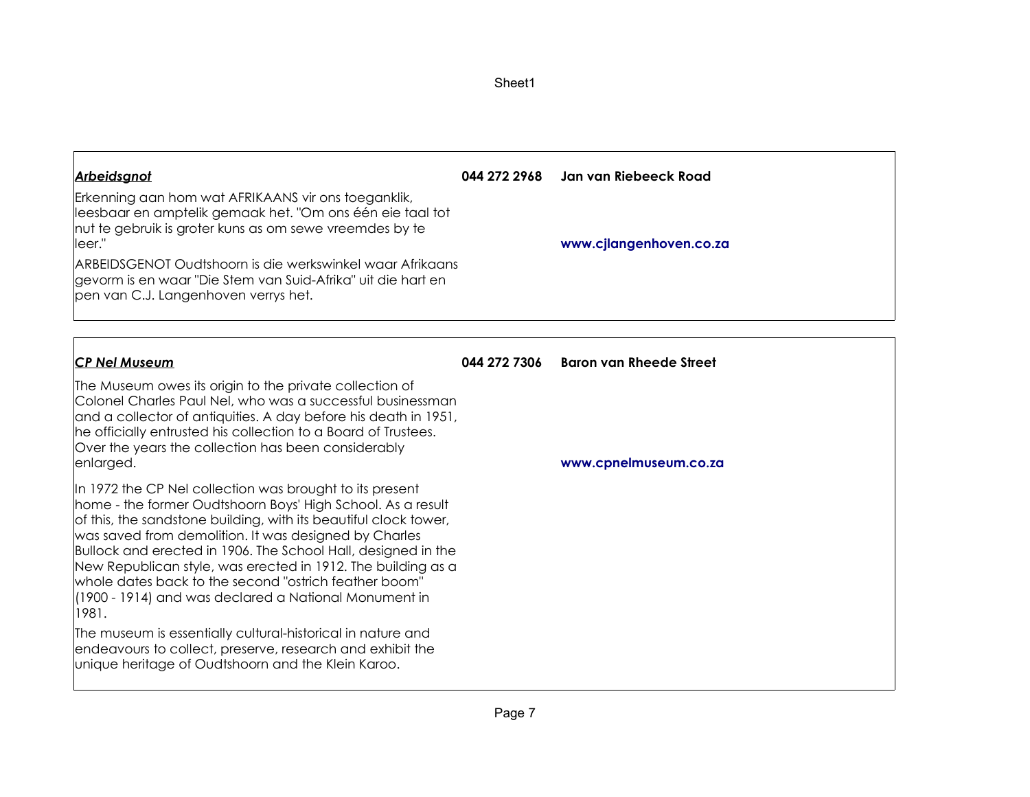## ***Arbeidsgnot***

**044 272 2968** | **Jan van Riebeeck Road**

**www.cjlangenhoven.co.za**

Erkenning aan hom wat AFRIKAANS vir ons toeganklik, leesbaar en amptelik gemaak het. "Om ons één eie taal tot nut te gebruik is groter kuns as om sewe vreemdes by te leer."

ARBEIDSGENOT Oudtshoorn is die werkswinkel waar Afrikaans gevorm is en waar "Die Stem van Suid-Afrika" uit die hart en pen van C.J. Langenhoven verrys het.

## ***CP Nel Museum***

**044 272 7306** | **Baron van Rheede Street**

**www.cpnelmuseum.co.za**

The Museum owes its origin to the private collection of Colonel Charles Paul Nel, who was a successful businessman and a collector of antiquities. A day before his death in 1951, he officially entrusted his collection to a Board of Trustees. Over the years the collection has been considerably enlarged.

In 1972 the CP Nel collection was brought to its present home - the former Oudtshoorn Boys' High School. As a result of this, the sandstone building, with its beautiful clock tower, was saved from demolition. It was designed by Charles Bullock and erected in 1906. The School Hall, designed in the New Republican style, was erected in 1912. The building as a whole dates back to the second "ostrich feather boom" (1900 - 1914) and was declared a National Monument in 1981.

The museum is essentially cultural-historical in nature and endeavours to collect, preserve, research and exhibit the unique heritage of Oudtshoorn and the Klein Karoo.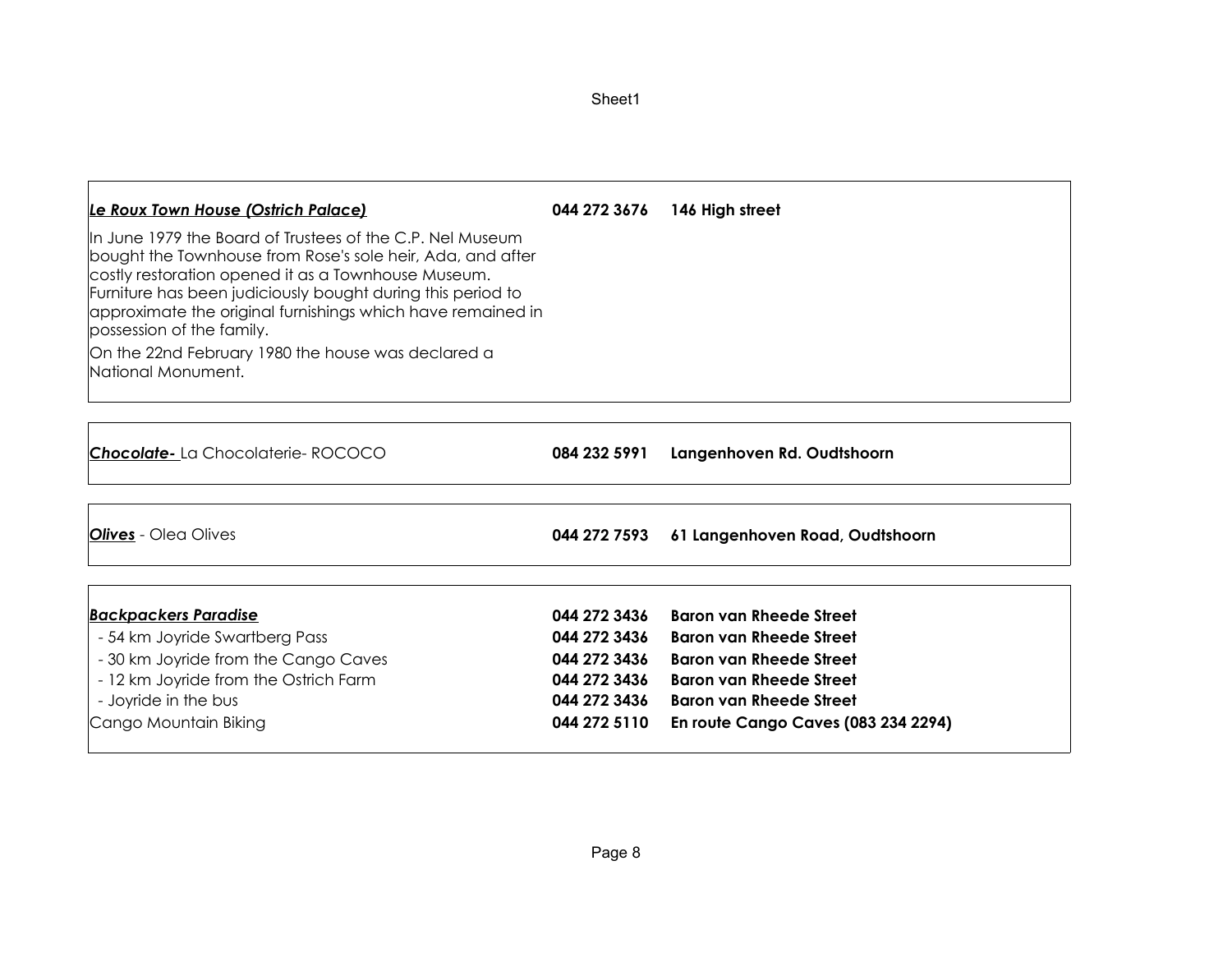| | | |
|---|---|---|
| ***Le Roux Town House (Ostrich Palace)*** | **044 272 3676** | **146 High street** |
| In June 1979 the Board of Trustees of the C.P. Nel Museum bought the Townhouse from Rose's sole heir, Ada, and after costly restoration opened it as a Townhouse Museum. Furniture has been judiciously bought during this period to approximate the original furnishings which have remained in possession of the family. | | |
| On the 22nd February 1980 the house was declared a National Monument. | | |

| | | |
|---|---|---|
| ***Chocolate-*** La Chocolaterie- ROCOCO | **084 232 5991** | **Langenhoven Rd. Oudtshoorn** |

| | | |
|---|---|---|
| ***Olives*** - Olea Olives | **044 272 7593** | **61 Langenhoven Road, Oudtshoorn** |

| | | |
|---|---|---|
| ***Backpackers Paradise*** | **044 272 3436** | **Baron van Rheede Street** |
| - 54 km Joyride Swartberg Pass | **044 272 3436** | **Baron van Rheede Street** |
| - 30 km Joyride from the Cango Caves | **044 272 3436** | **Baron van Rheede Street** |
| - 12 km Joyride from the Ostrich Farm | **044 272 3436** | **Baron van Rheede Street** |
| - Joyride in the bus | **044 272 3436** | **Baron van Rheede Street** |
| Cango Mountain Biking | **044 272 5110** | **En route Cango Caves (083 234 2294)** |